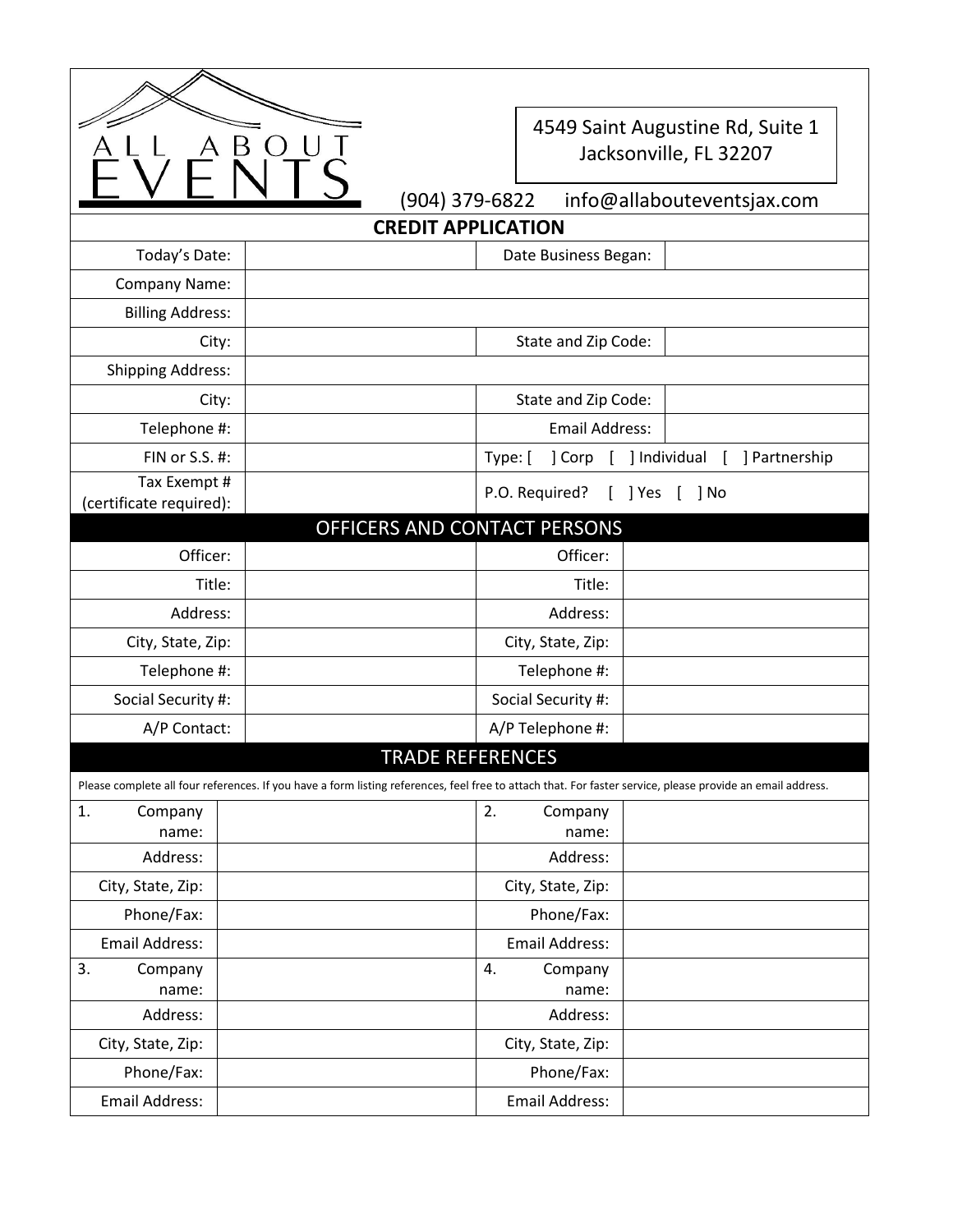# ALL ABOUT EVENTS

4549 Saint Augustine Rd, Suite 1
Jacksonville, FL 32207

(904) 379-6822    info@allabouteventsjax.com

## CREDIT APPLICATION

| | | | |
|---|---|---|---|
| Today's Date: | | Date Business Began: | |
| Company Name: | | | |
| Billing Address: | | | |
| City: | | State and Zip Code: | |
| Shipping Address: | | | |
| City: | | State and Zip Code: | |
| Telephone #: | | Email Address: | |
| FIN or S.S. #: | | Type: [ ] Corp [ ] Individual [ ] Partnership | |
| Tax Exempt # (certificate required): | | P.O. Required? [ ] Yes [ ] No | |

## OFFICERS AND CONTACT PERSONS

| | | | |
|---|---|---|---|
| Officer: | | Officer: | |
| Title: | | Title: | |
| Address: | | Address: | |
| City, State, Zip: | | City, State, Zip: | |
| Telephone #: | | Telephone #: | |
| Social Security #: | | Social Security #: | |
| A/P Contact: | | A/P Telephone #: | |

## TRADE REFERENCES

Please complete all four references. If you have a form listing references, feel free to attach that. For faster service, please provide an email address.

| | | | |
|---|---|---|---|
| 1. Company name: | | 2. Company name: | |
| Address: | | Address: | |
| City, State, Zip: | | City, State, Zip: | |
| Phone/Fax: | | Phone/Fax: | |
| Email Address: | | Email Address: | |
| 3. Company name: | | 4. Company name: | |
| Address: | | Address: | |
| City, State, Zip: | | City, State, Zip: | |
| Phone/Fax: | | Phone/Fax: | |
| Email Address: | | Email Address: | |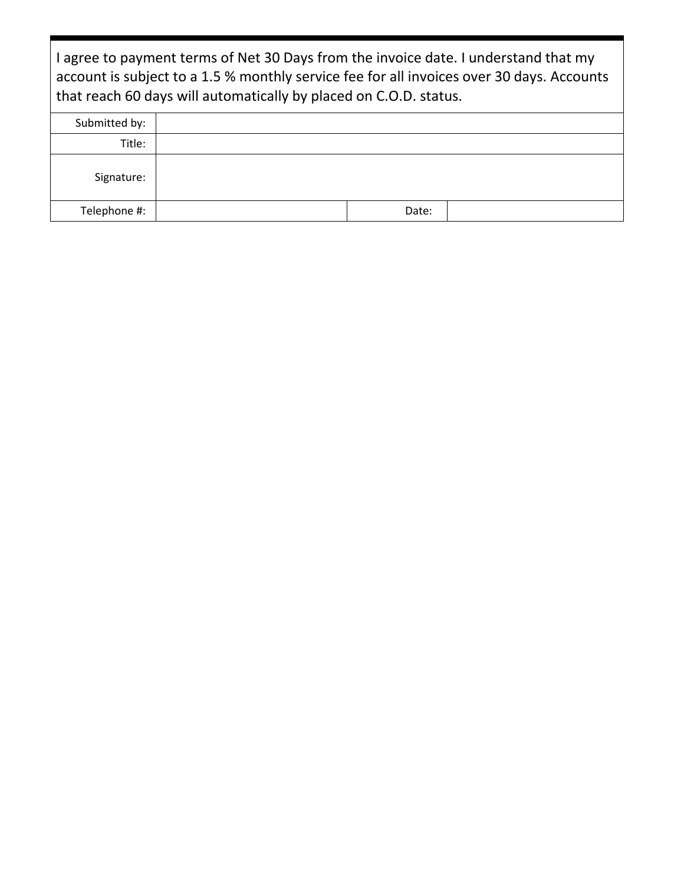I agree to payment terms of Net 30 Days from the invoice date. I understand that my account is subject to a 1.5 % monthly service fee for all invoices over 30 days. Accounts that reach 60 days will automatically by placed on C.O.D. status.

| | | | |
|---|---|---|---|
| Submitted by: | | | |
| Title: | | | |
| Signature: | | | |
| Telephone #: | | Date: | |